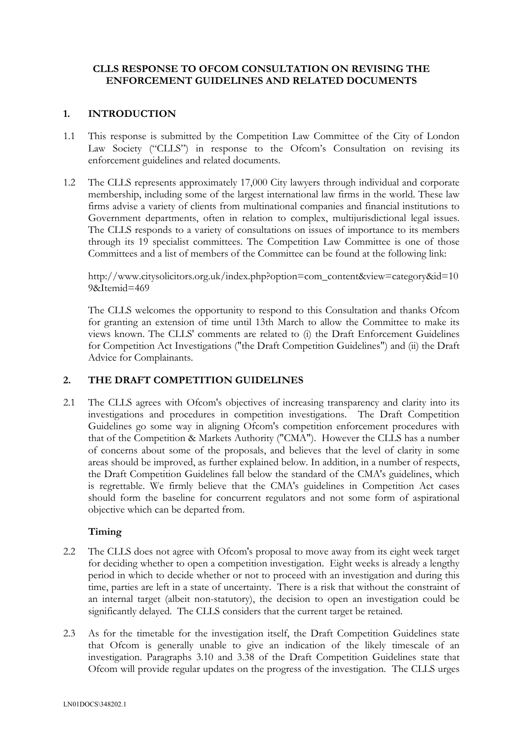**CLLS RESPONSE TO OFCOM CONSULTATION ON REVISING THE ENFORCEMENT GUIDELINES AND RELATED DOCUMENTS**

## 1. INTRODUCTION

1.1 This response is submitted by the Competition Law Committee of the City of London Law Society ("CLLS") in response to the Ofcom's Consultation on revising its enforcement guidelines and related documents.

1.2 The CLLS represents approximately 17,000 City lawyers through individual and corporate membership, including some of the largest international law firms in the world. These law firms advise a variety of clients from multinational companies and financial institutions to Government departments, often in relation to complex, multijurisdictional legal issues. The CLLS responds to a variety of consultations on issues of importance to its members through its 19 specialist committees. The Competition Law Committee is one of those Committees and a list of members of the Committee can be found at the following link:

http://www.citysolicitors.org.uk/index.php?option=com_content&view=category&id=109&Itemid=469

The CLLS welcomes the opportunity to respond to this Consultation and thanks Ofcom for granting an extension of time until 13th March to allow the Committee to make its views known. The CLLS' comments are related to (i) the Draft Enforcement Guidelines for Competition Act Investigations ("the Draft Competition Guidelines") and (ii) the Draft Advice for Complainants.

## 2. THE DRAFT COMPETITION GUIDELINES

2.1 The CLLS agrees with Ofcom's objectives of increasing transparency and clarity into its investigations and procedures in competition investigations. The Draft Competition Guidelines go some way in aligning Ofcom's competition enforcement procedures with that of the Competition & Markets Authority ("CMA"). However the CLLS has a number of concerns about some of the proposals, and believes that the level of clarity in some areas should be improved, as further explained below. In addition, in a number of respects, the Draft Competition Guidelines fall below the standard of the CMA's guidelines, which is regrettable. We firmly believe that the CMA's guidelines in Competition Act cases should form the baseline for concurrent regulators and not some form of aspirational objective which can be departed from.

### Timing

2.2 The CLLS does not agree with Ofcom's proposal to move away from its eight week target for deciding whether to open a competition investigation. Eight weeks is already a lengthy period in which to decide whether or not to proceed with an investigation and during this time, parties are left in a state of uncertainty. There is a risk that without the constraint of an internal target (albeit non-statutory), the decision to open an investigation could be significantly delayed. The CLLS considers that the current target be retained.

2.3 As for the timetable for the investigation itself, the Draft Competition Guidelines state that Ofcom is generally unable to give an indication of the likely timescale of an investigation. Paragraphs 3.10 and 3.38 of the Draft Competition Guidelines state that Ofcom will provide regular updates on the progress of the investigation. The CLLS urges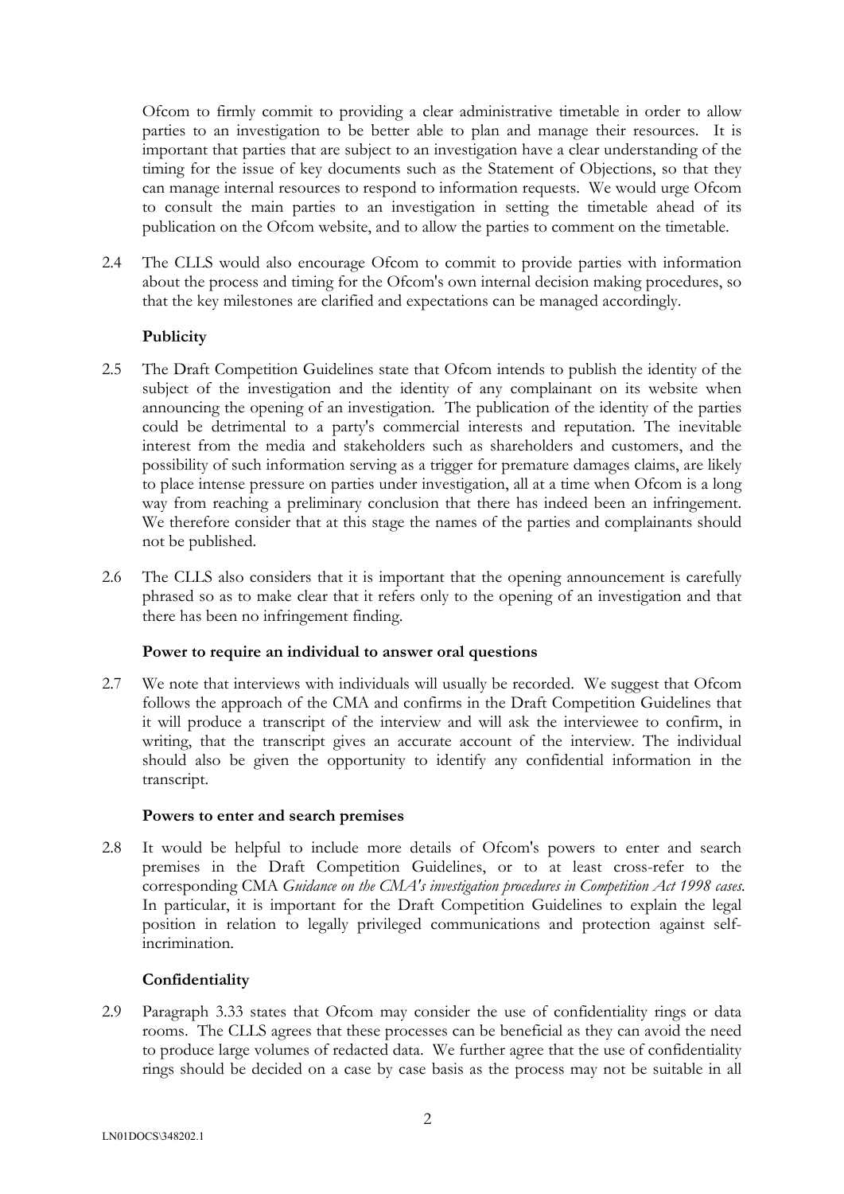Ofcom to firmly commit to providing a clear administrative timetable in order to allow parties to an investigation to be better able to plan and manage their resources. It is important that parties that are subject to an investigation have a clear understanding of the timing for the issue of key documents such as the Statement of Objections, so that they can manage internal resources to respond to information requests. We would urge Ofcom to consult the main parties to an investigation in setting the timetable ahead of its publication on the Ofcom website, and to allow the parties to comment on the timetable.

2.4 The CLLS would also encourage Ofcom to commit to provide parties with information about the process and timing for the Ofcom's own internal decision making procedures, so that the key milestones are clarified and expectations can be managed accordingly.

**Publicity**

2.5 The Draft Competition Guidelines state that Ofcom intends to publish the identity of the subject of the investigation and the identity of any complainant on its website when announcing the opening of an investigation. The publication of the identity of the parties could be detrimental to a party's commercial interests and reputation. The inevitable interest from the media and stakeholders such as shareholders and customers, and the possibility of such information serving as a trigger for premature damages claims, are likely to place intense pressure on parties under investigation, all at a time when Ofcom is a long way from reaching a preliminary conclusion that there has indeed been an infringement. We therefore consider that at this stage the names of the parties and complainants should not be published.

2.6 The CLLS also considers that it is important that the opening announcement is carefully phrased so as to make clear that it refers only to the opening of an investigation and that there has been no infringement finding.

**Power to require an individual to answer oral questions**

2.7 We note that interviews with individuals will usually be recorded. We suggest that Ofcom follows the approach of the CMA and confirms in the Draft Competition Guidelines that it will produce a transcript of the interview and will ask the interviewee to confirm, in writing, that the transcript gives an accurate account of the interview. The individual should also be given the opportunity to identify any confidential information in the transcript.

**Powers to enter and search premises**

2.8 It would be helpful to include more details of Ofcom's powers to enter and search premises in the Draft Competition Guidelines, or to at least cross-refer to the corresponding CMA *Guidance on the CMA's investigation procedures in Competition Act 1998 cases*. In particular, it is important for the Draft Competition Guidelines to explain the legal position in relation to legally privileged communications and protection against self-incrimination.

**Confidentiality**

2.9 Paragraph 3.33 states that Ofcom may consider the use of confidentiality rings or data rooms. The CLLS agrees that these processes can be beneficial as they can avoid the need to produce large volumes of redacted data. We further agree that the use of confidentiality rings should be decided on a case by case basis as the process may not be suitable in all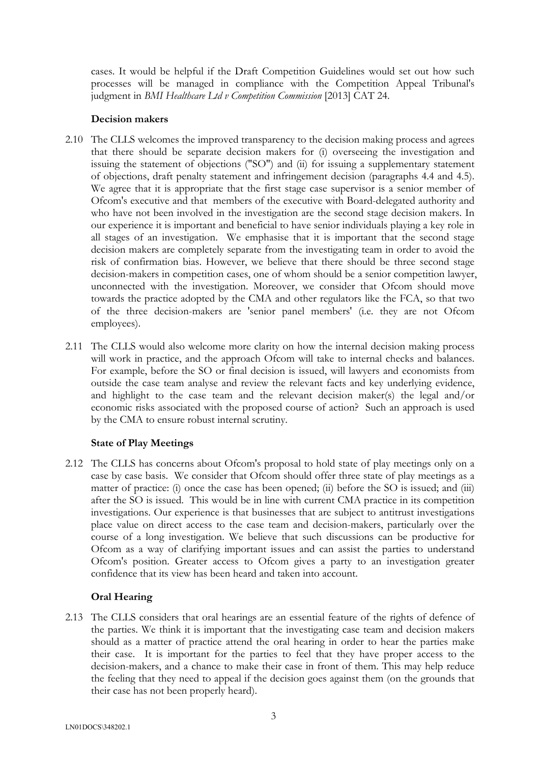cases. It would be helpful if the Draft Competition Guidelines would set out how such processes will be managed in compliance with the Competition Appeal Tribunal's judgment in *BMI Healthcare Ltd v Competition Commission* [2013] CAT 24.

**Decision makers**

2.10 The CLLS welcomes the improved transparency to the decision making process and agrees that there should be separate decision makers for (i) overseeing the investigation and issuing the statement of objections ("SO") and (ii) for issuing a supplementary statement of objections, draft penalty statement and infringement decision (paragraphs 4.4 and 4.5). We agree that it is appropriate that the first stage case supervisor is a senior member of Ofcom's executive and that members of the executive with Board-delegated authority and who have not been involved in the investigation are the second stage decision makers. In our experience it is important and beneficial to have senior individuals playing a key role in all stages of an investigation. We emphasise that it is important that the second stage decision makers are completely separate from the investigating team in order to avoid the risk of confirmation bias. However, we believe that there should be three second stage decision-makers in competition cases, one of whom should be a senior competition lawyer, unconnected with the investigation. Moreover, we consider that Ofcom should move towards the practice adopted by the CMA and other regulators like the FCA, so that two of the three decision-makers are 'senior panel members' (i.e. they are not Ofcom employees).

2.11 The CLLS would also welcome more clarity on how the internal decision making process will work in practice, and the approach Ofcom will take to internal checks and balances. For example, before the SO or final decision is issued, will lawyers and economists from outside the case team analyse and review the relevant facts and key underlying evidence, and highlight to the case team and the relevant decision maker(s) the legal and/or economic risks associated with the proposed course of action? Such an approach is used by the CMA to ensure robust internal scrutiny.

**State of Play Meetings**

2.12 The CLLS has concerns about Ofcom's proposal to hold state of play meetings only on a case by case basis. We consider that Ofcom should offer three state of play meetings as a matter of practice: (i) once the case has been opened; (ii) before the SO is issued; and (iii) after the SO is issued. This would be in line with current CMA practice in its competition investigations. Our experience is that businesses that are subject to antitrust investigations place value on direct access to the case team and decision-makers, particularly over the course of a long investigation. We believe that such discussions can be productive for Ofcom as a way of clarifying important issues and can assist the parties to understand Ofcom's position. Greater access to Ofcom gives a party to an investigation greater confidence that its view has been heard and taken into account.

**Oral Hearing**

2.13 The CLLS considers that oral hearings are an essential feature of the rights of defence of the parties. We think it is important that the investigating case team and decision makers should as a matter of practice attend the oral hearing in order to hear the parties make their case. It is important for the parties to feel that they have proper access to the decision-makers, and a chance to make their case in front of them. This may help reduce the feeling that they need to appeal if the decision goes against them (on the grounds that their case has not been properly heard).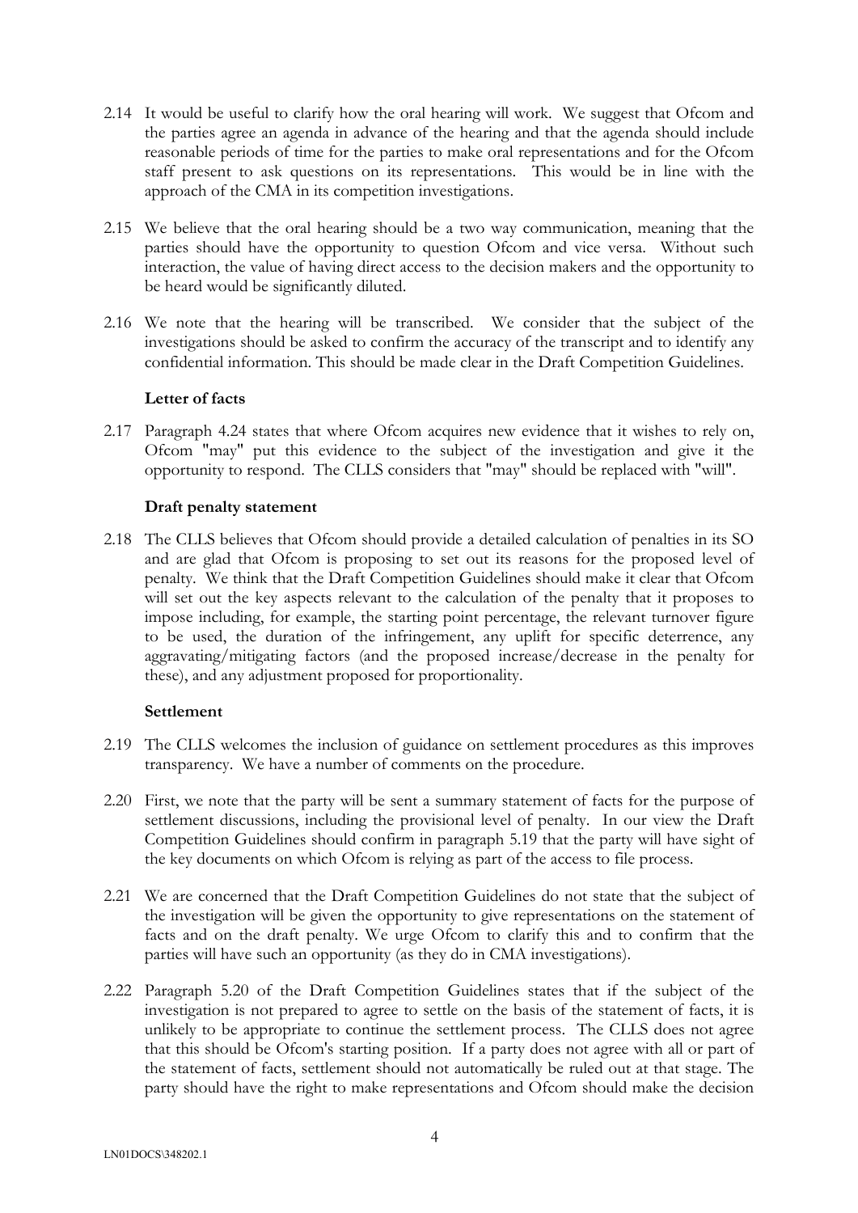2.14 It would be useful to clarify how the oral hearing will work. We suggest that Ofcom and the parties agree an agenda in advance of the hearing and that the agenda should include reasonable periods of time for the parties to make oral representations and for the Ofcom staff present to ask questions on its representations. This would be in line with the approach of the CMA in its competition investigations.

2.15 We believe that the oral hearing should be a two way communication, meaning that the parties should have the opportunity to question Ofcom and vice versa. Without such interaction, the value of having direct access to the decision makers and the opportunity to be heard would be significantly diluted.

2.16 We note that the hearing will be transcribed. We consider that the subject of the investigations should be asked to confirm the accuracy of the transcript and to identify any confidential information. This should be made clear in the Draft Competition Guidelines.

**Letter of facts**

2.17 Paragraph 4.24 states that where Ofcom acquires new evidence that it wishes to rely on, Ofcom "may" put this evidence to the subject of the investigation and give it the opportunity to respond. The CLLS considers that "may" should be replaced with "will".

**Draft penalty statement**

2.18 The CLLS believes that Ofcom should provide a detailed calculation of penalties in its SO and are glad that Ofcom is proposing to set out its reasons for the proposed level of penalty. We think that the Draft Competition Guidelines should make it clear that Ofcom will set out the key aspects relevant to the calculation of the penalty that it proposes to impose including, for example, the starting point percentage, the relevant turnover figure to be used, the duration of the infringement, any uplift for specific deterrence, any aggravating/mitigating factors (and the proposed increase/decrease in the penalty for these), and any adjustment proposed for proportionality.

**Settlement**

2.19 The CLLS welcomes the inclusion of guidance on settlement procedures as this improves transparency. We have a number of comments on the procedure.

2.20 First, we note that the party will be sent a summary statement of facts for the purpose of settlement discussions, including the provisional level of penalty. In our view the Draft Competition Guidelines should confirm in paragraph 5.19 that the party will have sight of the key documents on which Ofcom is relying as part of the access to file process.

2.21 We are concerned that the Draft Competition Guidelines do not state that the subject of the investigation will be given the opportunity to give representations on the statement of facts and on the draft penalty. We urge Ofcom to clarify this and to confirm that the parties will have such an opportunity (as they do in CMA investigations).

2.22 Paragraph 5.20 of the Draft Competition Guidelines states that if the subject of the investigation is not prepared to agree to settle on the basis of the statement of facts, it is unlikely to be appropriate to continue the settlement process. The CLLS does not agree that this should be Ofcom's starting position. If a party does not agree with all or part of the statement of facts, settlement should not automatically be ruled out at that stage. The party should have the right to make representations and Ofcom should make the decision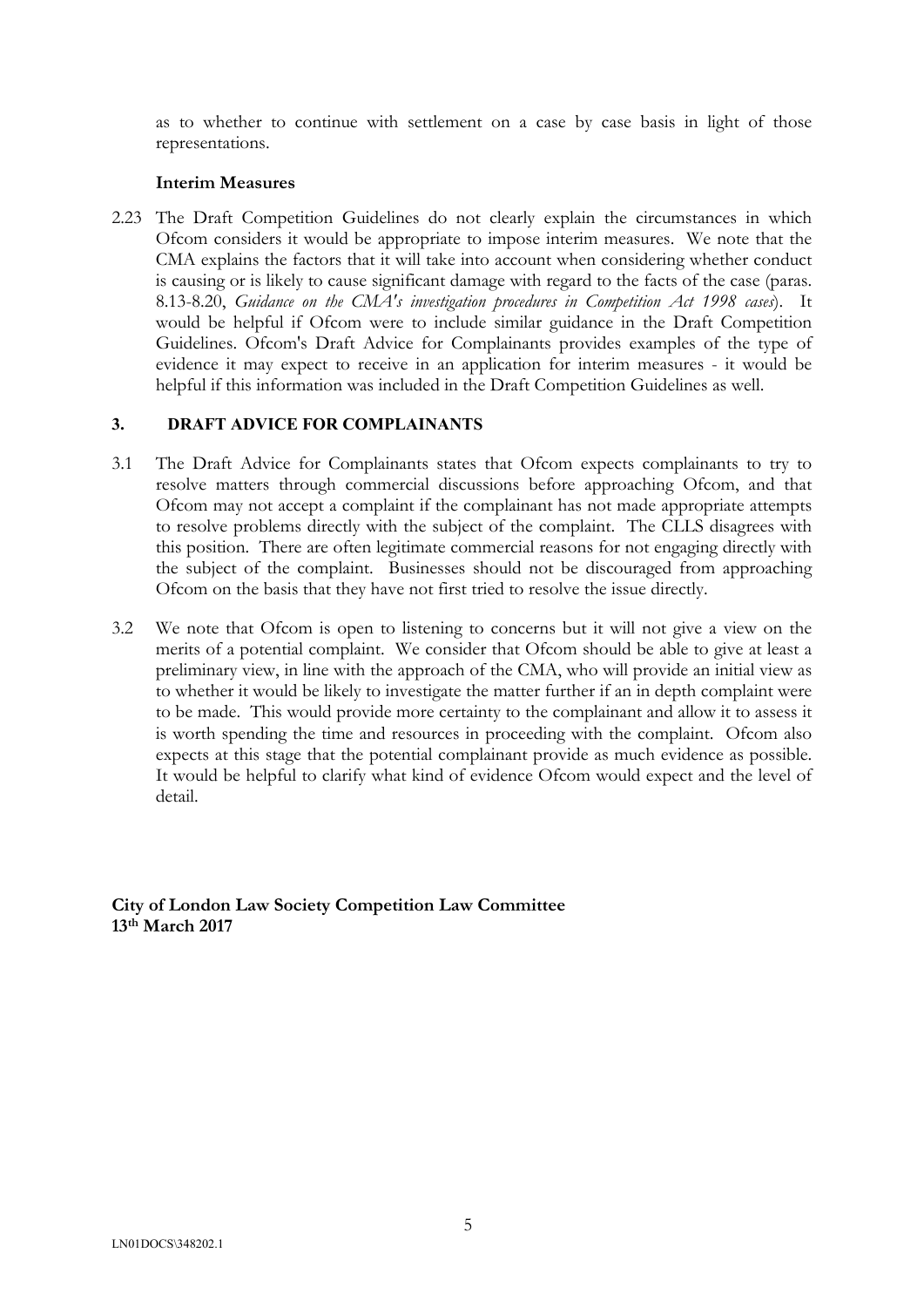as to whether to continue with settlement on a case by case basis in light of those representations.

**Interim Measures**

2.23 The Draft Competition Guidelines do not clearly explain the circumstances in which Ofcom considers it would be appropriate to impose interim measures. We note that the CMA explains the factors that it will take into account when considering whether conduct is causing or is likely to cause significant damage with regard to the facts of the case (paras. 8.13-8.20, *Guidance on the CMA's investigation procedures in Competition Act 1998 cases*). It would be helpful if Ofcom were to include similar guidance in the Draft Competition Guidelines. Ofcom's Draft Advice for Complainants provides examples of the type of evidence it may expect to receive in an application for interim measures - it would be helpful if this information was included in the Draft Competition Guidelines as well.

## 3. DRAFT ADVICE FOR COMPLAINANTS

3.1 The Draft Advice for Complainants states that Ofcom expects complainants to try to resolve matters through commercial discussions before approaching Ofcom, and that Ofcom may not accept a complaint if the complainant has not made appropriate attempts to resolve problems directly with the subject of the complaint. The CLLS disagrees with this position. There are often legitimate commercial reasons for not engaging directly with the subject of the complaint. Businesses should not be discouraged from approaching Ofcom on the basis that they have not first tried to resolve the issue directly.

3.2 We note that Ofcom is open to listening to concerns but it will not give a view on the merits of a potential complaint. We consider that Ofcom should be able to give at least a preliminary view, in line with the approach of the CMA, who will provide an initial view as to whether it would be likely to investigate the matter further if an in depth complaint were to be made. This would provide more certainty to the complainant and allow it to assess it is worth spending the time and resources in proceeding with the complaint. Ofcom also expects at this stage that the potential complainant provide as much evidence as possible. It would be helpful to clarify what kind of evidence Ofcom would expect and the level of detail.

**City of London Law Society Competition Law Committee**
**13th March 2017**

LN01DOCS\348202.1